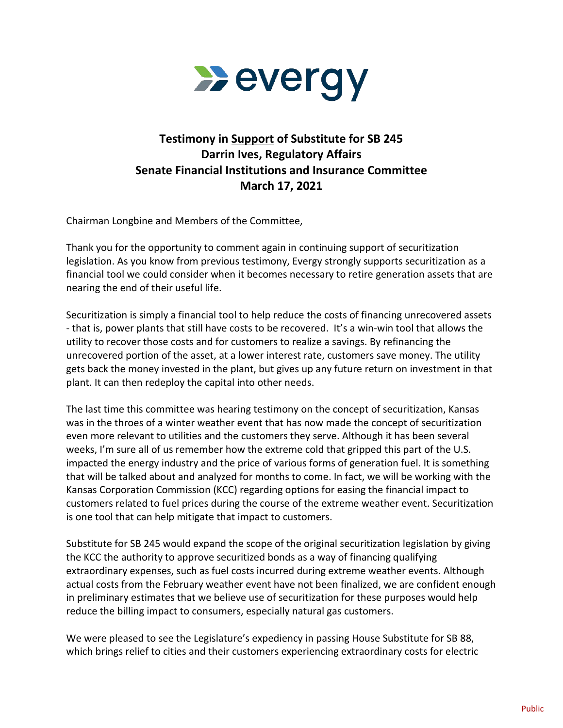# Testimony in <u>Support</u> of Substitute for SB 245
## Darrin Ives, Regulatory Affairs
## Senate Financial Institutions and Insurance Committee
## March 17, 2021

Chairman Longbine and Members of the Committee,

Thank you for the opportunity to comment again in continuing support of securitization legislation. As you know from previous testimony, Evergy strongly supports securitization as a financial tool we could consider when it becomes necessary to retire generation assets that are nearing the end of their useful life.

Securitization is simply a financial tool to help reduce the costs of financing unrecovered assets - that is, power plants that still have costs to be recovered. It's a win-win tool that allows the utility to recover those costs and for customers to realize a savings. By refinancing the unrecovered portion of the asset, at a lower interest rate, customers save money. The utility gets back the money invested in the plant, but gives up any future return on investment in that plant. It can then redeploy the capital into other needs.

The last time this committee was hearing testimony on the concept of securitization, Kansas was in the throes of a winter weather event that has now made the concept of securitization even more relevant to utilities and the customers they serve. Although it has been several weeks, I'm sure all of us remember how the extreme cold that gripped this part of the U.S. impacted the energy industry and the price of various forms of generation fuel. It is something that will be talked about and analyzed for months to come. In fact, we will be working with the Kansas Corporation Commission (KCC) regarding options for easing the financial impact to customers related to fuel prices during the course of the extreme weather event. Securitization is one tool that can help mitigate that impact to customers.

Substitute for SB 245 would expand the scope of the original securitization legislation by giving the KCC the authority to approve securitized bonds as a way of financing qualifying extraordinary expenses, such as fuel costs incurred during extreme weather events. Although actual costs from the February weather event have not been finalized, we are confident enough in preliminary estimates that we believe use of securitization for these purposes would help reduce the billing impact to consumers, especially natural gas customers.

We were pleased to see the Legislature's expediency in passing House Substitute for SB 88, which brings relief to cities and their customers experiencing extraordinary costs for electric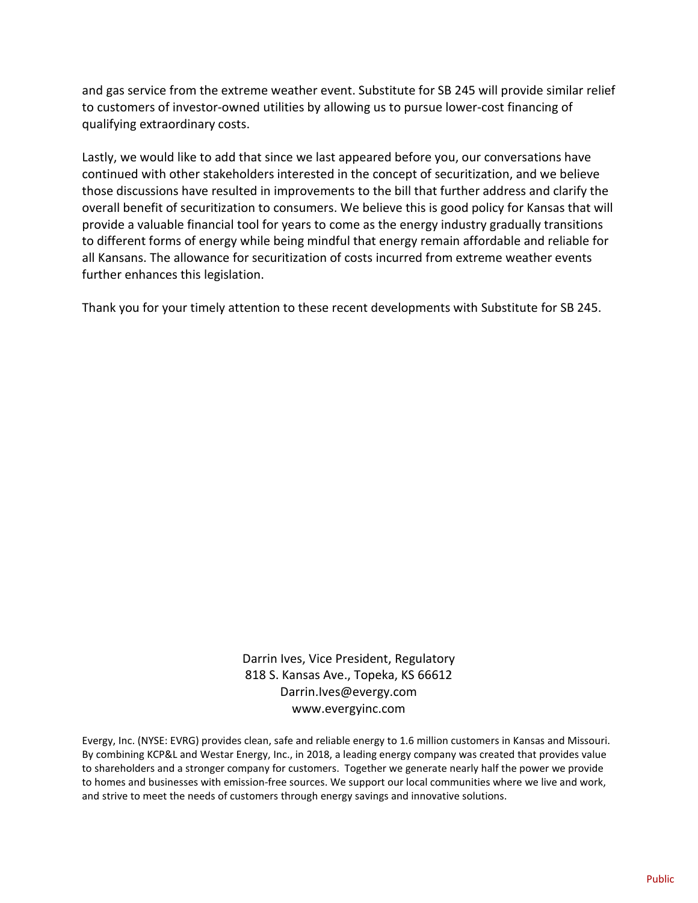and gas service from the extreme weather event. Substitute for SB 245 will provide similar relief to customers of investor-owned utilities by allowing us to pursue lower-cost financing of qualifying extraordinary costs.

Lastly, we would like to add that since we last appeared before you, our conversations have continued with other stakeholders interested in the concept of securitization, and we believe those discussions have resulted in improvements to the bill that further address and clarify the overall benefit of securitization to consumers. We believe this is good policy for Kansas that will provide a valuable financial tool for years to come as the energy industry gradually transitions to different forms of energy while being mindful that energy remain affordable and reliable for all Kansans. The allowance for securitization of costs incurred from extreme weather events further enhances this legislation.

Thank you for your timely attention to these recent developments with Substitute for SB 245.

Darrin Ives, Vice President, Regulatory
818 S. Kansas Ave., Topeka, KS 66612
Darrin.Ives@evergy.com
www.evergyinc.com

Evergy, Inc. (NYSE: EVRG) provides clean, safe and reliable energy to 1.6 million customers in Kansas and Missouri. By combining KCP&L and Westar Energy, Inc., in 2018, a leading energy company was created that provides value to shareholders and a stronger company for customers. Together we generate nearly half the power we provide to homes and businesses with emission-free sources. We support our local communities where we live and work, and strive to meet the needs of customers through energy savings and innovative solutions.

Public